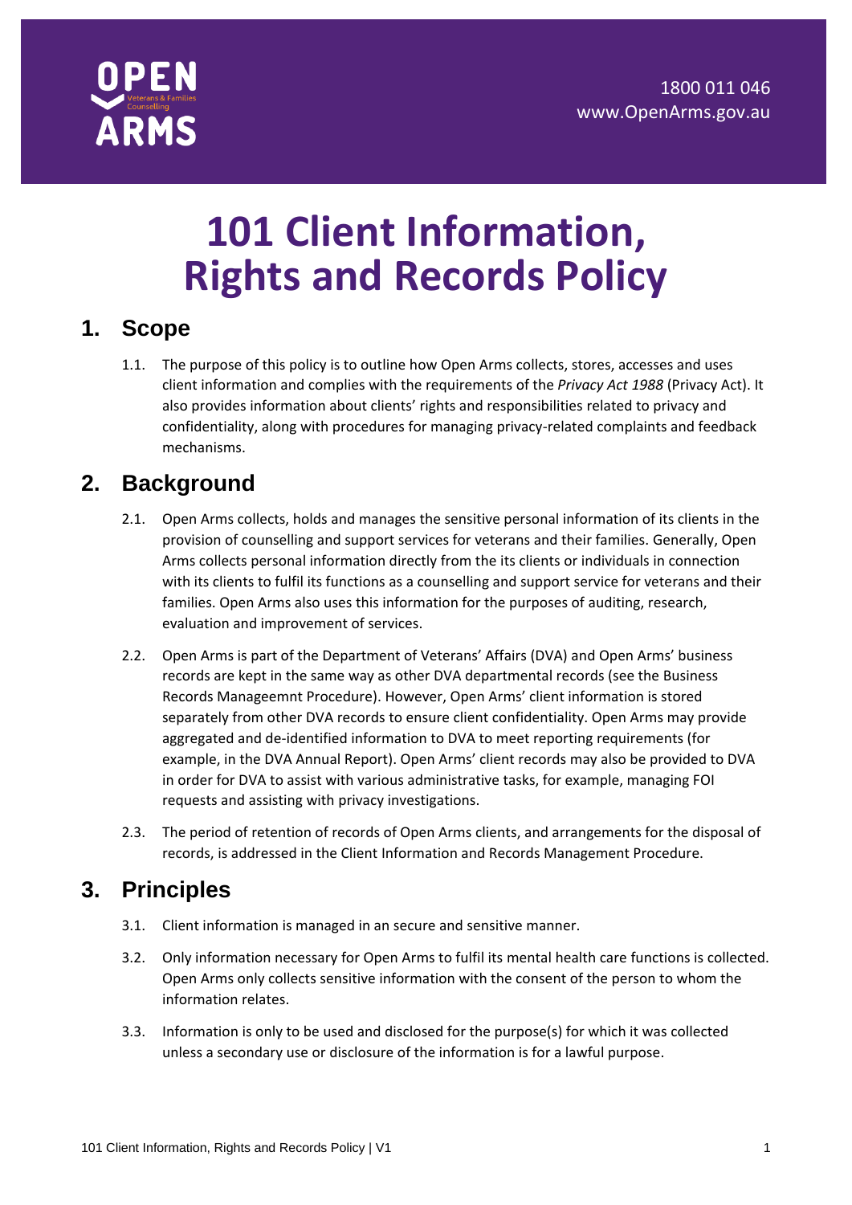1800 011 046
www.OpenArms.gov.au

# 101 Client Information, Rights and Records Policy

## 1. Scope

1.1. The purpose of this policy is to outline how Open Arms collects, stores, accesses and uses client information and complies with the requirements of the *Privacy Act 1988* (Privacy Act). It also provides information about clients' rights and responsibilities related to privacy and confidentiality, along with procedures for managing privacy-related complaints and feedback mechanisms.

## 2. Background

2.1. Open Arms collects, holds and manages the sensitive personal information of its clients in the provision of counselling and support services for veterans and their families. Generally, Open Arms collects personal information directly from the its clients or individuals in connection with its clients to fulfil its functions as a counselling and support service for veterans and their families. Open Arms also uses this information for the purposes of auditing, research, evaluation and improvement of services.

2.2. Open Arms is part of the Department of Veterans' Affairs (DVA) and Open Arms' business records are kept in the same way as other DVA departmental records (see the Business Records Manageemnt Procedure). However, Open Arms' client information is stored separately from other DVA records to ensure client confidentiality. Open Arms may provide aggregated and de-identified information to DVA to meet reporting requirements (for example, in the DVA Annual Report). Open Arms' client records may also be provided to DVA in order for DVA to assist with various administrative tasks, for example, managing FOI requests and assisting with privacy investigations.

2.3. The period of retention of records of Open Arms clients, and arrangements for the disposal of records, is addressed in the Client Information and Records Management Procedure.

## 3. Principles

3.1. Client information is managed in an secure and sensitive manner.

3.2. Only information necessary for Open Arms to fulfil its mental health care functions is collected. Open Arms only collects sensitive information with the consent of the person to whom the information relates.

3.3. Information is only to be used and disclosed for the purpose(s) for which it was collected unless a secondary use or disclosure of the information is for a lawful purpose.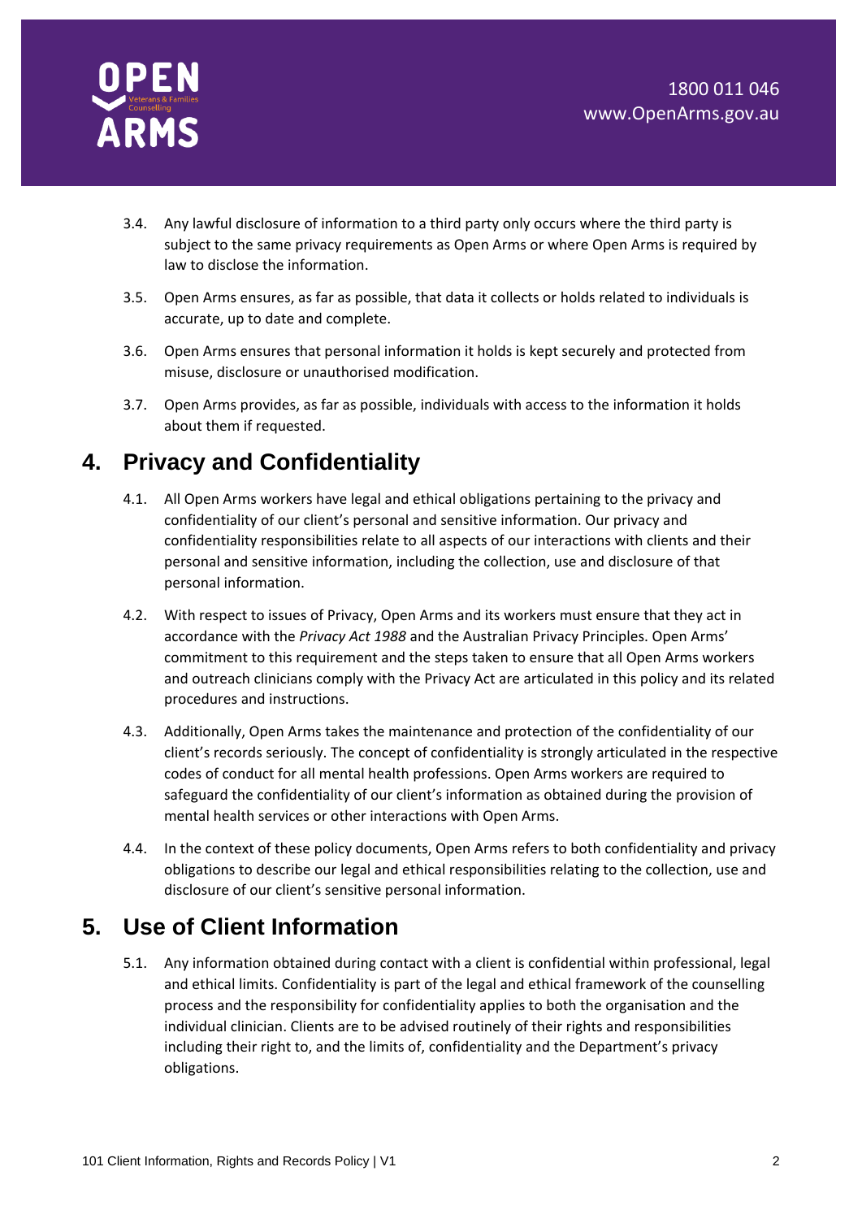3.4. Any lawful disclosure of information to a third party only occurs where the third party is subject to the same privacy requirements as Open Arms or where Open Arms is required by law to disclose the information.

3.5. Open Arms ensures, as far as possible, that data it collects or holds related to individuals is accurate, up to date and complete.

3.6. Open Arms ensures that personal information it holds is kept securely and protected from misuse, disclosure or unauthorised modification.

3.7. Open Arms provides, as far as possible, individuals with access to the information it holds about them if requested.

## 4. Privacy and Confidentiality

4.1. All Open Arms workers have legal and ethical obligations pertaining to the privacy and confidentiality of our client's personal and sensitive information. Our privacy and confidentiality responsibilities relate to all aspects of our interactions with clients and their personal and sensitive information, including the collection, use and disclosure of that personal information.

4.2. With respect to issues of Privacy, Open Arms and its workers must ensure that they act in accordance with the *Privacy Act 1988* and the Australian Privacy Principles. Open Arms' commitment to this requirement and the steps taken to ensure that all Open Arms workers and outreach clinicians comply with the Privacy Act are articulated in this policy and its related procedures and instructions.

4.3. Additionally, Open Arms takes the maintenance and protection of the confidentiality of our client's records seriously. The concept of confidentiality is strongly articulated in the respective codes of conduct for all mental health professions. Open Arms workers are required to safeguard the confidentiality of our client's information as obtained during the provision of mental health services or other interactions with Open Arms.

4.4. In the context of these policy documents, Open Arms refers to both confidentiality and privacy obligations to describe our legal and ethical responsibilities relating to the collection, use and disclosure of our client's sensitive personal information.

## 5. Use of Client Information

5.1. Any information obtained during contact with a client is confidential within professional, legal and ethical limits. Confidentiality is part of the legal and ethical framework of the counselling process and the responsibility for confidentiality applies to both the organisation and the individual clinician. Clients are to be advised routinely of their rights and responsibilities including their right to, and the limits of, confidentiality and the Department's privacy obligations.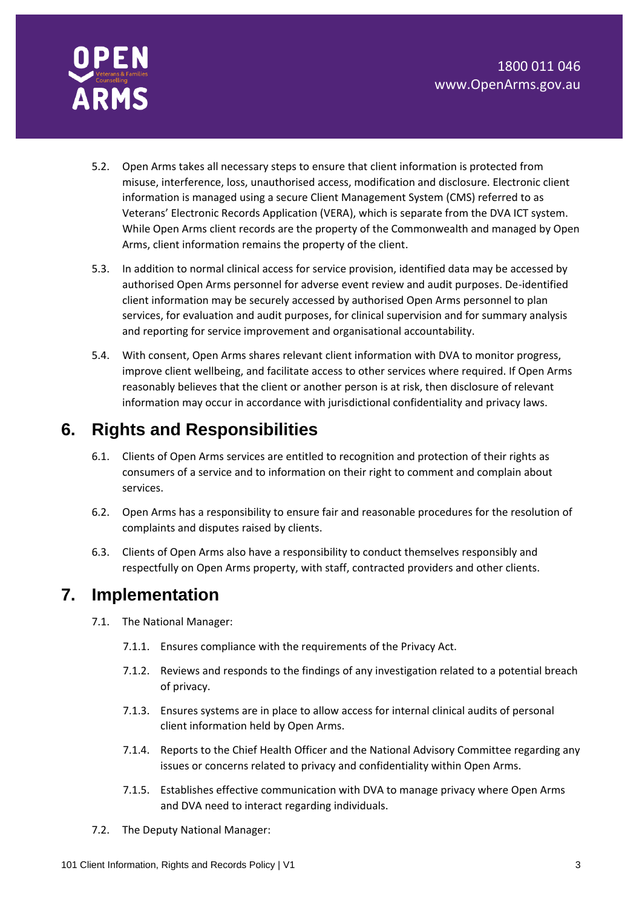5.2. Open Arms takes all necessary steps to ensure that client information is protected from misuse, interference, loss, unauthorised access, modification and disclosure. Electronic client information is managed using a secure Client Management System (CMS) referred to as Veterans' Electronic Records Application (VERA), which is separate from the DVA ICT system. While Open Arms client records are the property of the Commonwealth and managed by Open Arms, client information remains the property of the client.

5.3. In addition to normal clinical access for service provision, identified data may be accessed by authorised Open Arms personnel for adverse event review and audit purposes. De-identified client information may be securely accessed by authorised Open Arms personnel to plan services, for evaluation and audit purposes, for clinical supervision and for summary analysis and reporting for service improvement and organisational accountability.

5.4. With consent, Open Arms shares relevant client information with DVA to monitor progress, improve client wellbeing, and facilitate access to other services where required. If Open Arms reasonably believes that the client or another person is at risk, then disclosure of relevant information may occur in accordance with jurisdictional confidentiality and privacy laws.

## 6. Rights and Responsibilities

6.1. Clients of Open Arms services are entitled to recognition and protection of their rights as consumers of a service and to information on their right to comment and complain about services.

6.2. Open Arms has a responsibility to ensure fair and reasonable procedures for the resolution of complaints and disputes raised by clients.

6.3. Clients of Open Arms also have a responsibility to conduct themselves responsibly and respectfully on Open Arms property, with staff, contracted providers and other clients.

## 7. Implementation

7.1. The National Manager:

7.1.1. Ensures compliance with the requirements of the Privacy Act.

7.1.2. Reviews and responds to the findings of any investigation related to a potential breach of privacy.

7.1.3. Ensures systems are in place to allow access for internal clinical audits of personal client information held by Open Arms.

7.1.4. Reports to the Chief Health Officer and the National Advisory Committee regarding any issues or concerns related to privacy and confidentiality within Open Arms.

7.1.5. Establishes effective communication with DVA to manage privacy where Open Arms and DVA need to interact regarding individuals.

7.2. The Deputy National Manager: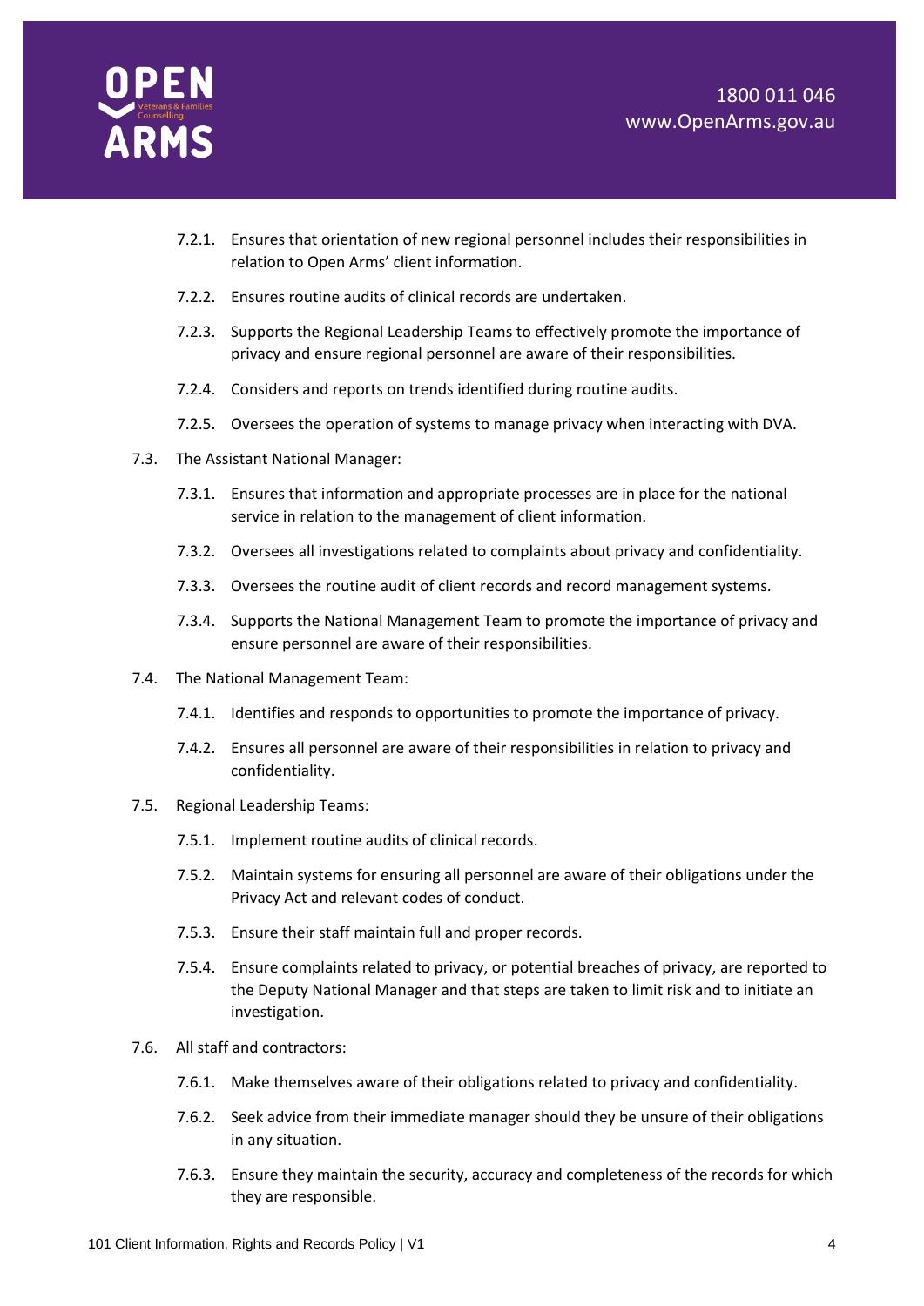- 7.2.1. Ensures that orientation of new regional personnel includes their responsibilities in relation to Open Arms' client information.
- 7.2.2. Ensures routine audits of clinical records are undertaken.
- 7.2.3. Supports the Regional Leadership Teams to effectively promote the importance of privacy and ensure regional personnel are aware of their responsibilities.
- 7.2.4. Considers and reports on trends identified during routine audits.
- 7.2.5. Oversees the operation of systems to manage privacy when interacting with DVA.

7.3. The Assistant National Manager:

- 7.3.1. Ensures that information and appropriate processes are in place for the national service in relation to the management of client information.
- 7.3.2. Oversees all investigations related to complaints about privacy and confidentiality.
- 7.3.3. Oversees the routine audit of client records and record management systems.
- 7.3.4. Supports the National Management Team to promote the importance of privacy and ensure personnel are aware of their responsibilities.

7.4. The National Management Team:

- 7.4.1. Identifies and responds to opportunities to promote the importance of privacy.
- 7.4.2. Ensures all personnel are aware of their responsibilities in relation to privacy and confidentiality.

7.5. Regional Leadership Teams:

- 7.5.1. Implement routine audits of clinical records.
- 7.5.2. Maintain systems for ensuring all personnel are aware of their obligations under the Privacy Act and relevant codes of conduct.
- 7.5.3. Ensure their staff maintain full and proper records.
- 7.5.4. Ensure complaints related to privacy, or potential breaches of privacy, are reported to the Deputy National Manager and that steps are taken to limit risk and to initiate an investigation.

7.6. All staff and contractors:

- 7.6.1. Make themselves aware of their obligations related to privacy and confidentiality.
- 7.6.2. Seek advice from their immediate manager should they be unsure of their obligations in any situation.
- 7.6.3. Ensure they maintain the security, accuracy and completeness of the records for which they are responsible.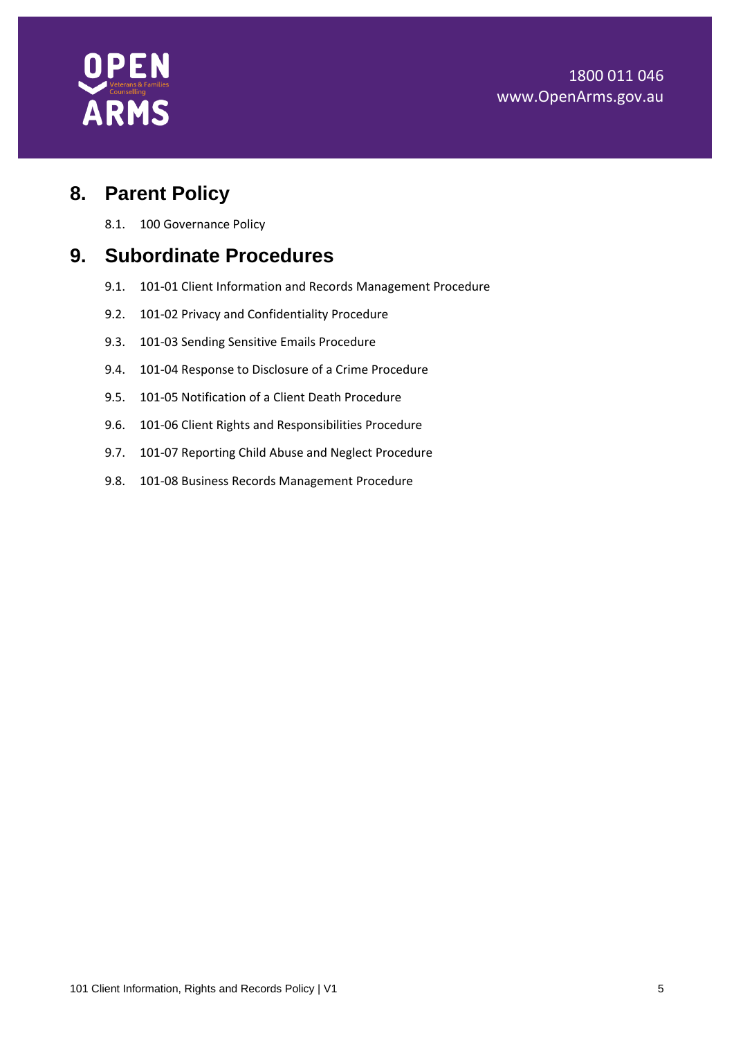## 8. Parent Policy

8.1. 100 Governance Policy

## 9. Subordinate Procedures

9.1. 101-01 Client Information and Records Management Procedure

9.2. 101-02 Privacy and Confidentiality Procedure

9.3. 101-03 Sending Sensitive Emails Procedure

9.4. 101-04 Response to Disclosure of a Crime Procedure

9.5. 101-05 Notification of a Client Death Procedure

9.6. 101-06 Client Rights and Responsibilities Procedure

9.7. 101-07 Reporting Child Abuse and Neglect Procedure

9.8. 101-08 Business Records Management Procedure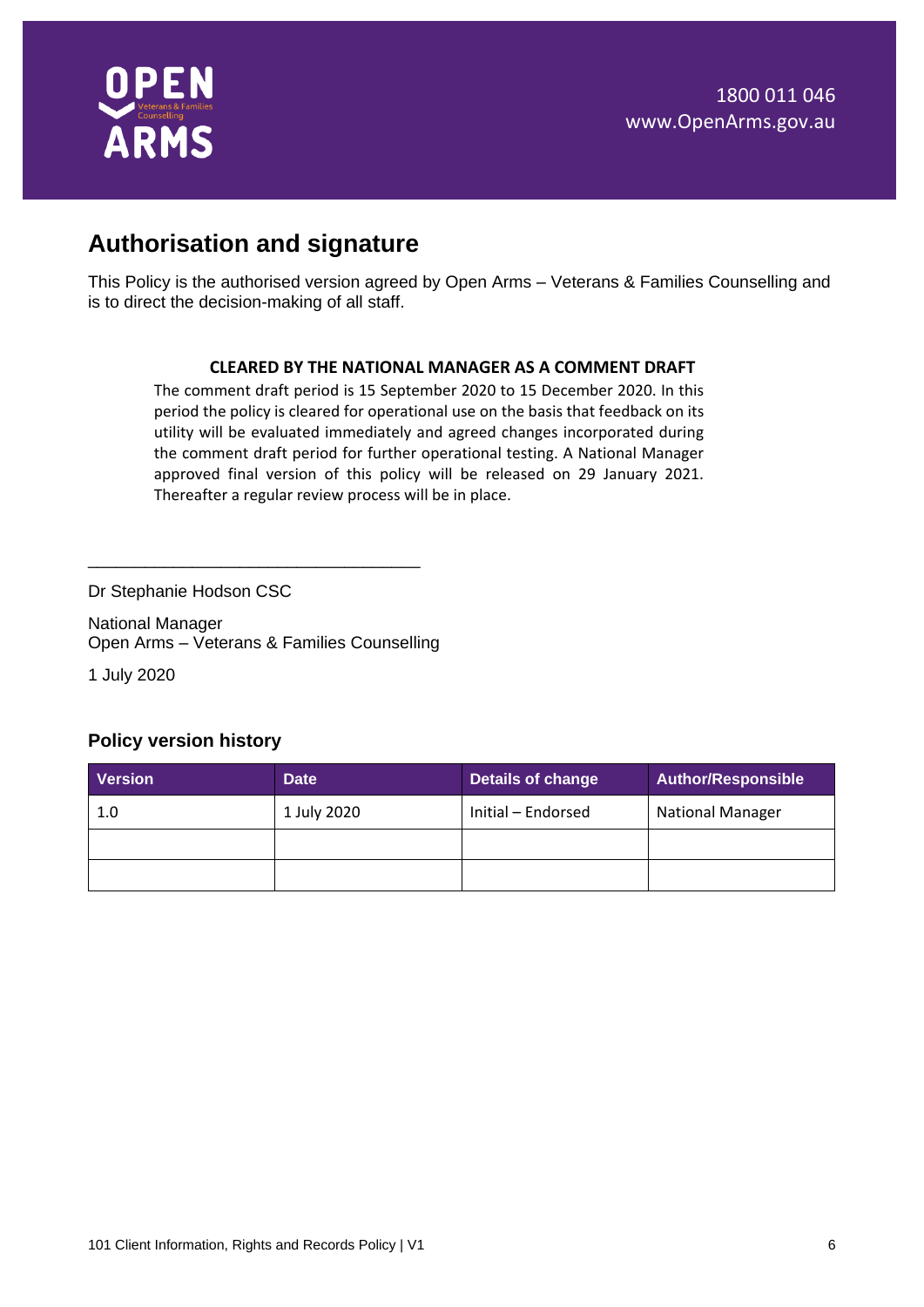1800 011 046
www.OpenArms.gov.au

## Authorisation and signature

This Policy is the authorised version agreed by Open Arms – Veterans & Families Counselling and is to direct the decision-making of all staff.

**CLEARED BY THE NATIONAL MANAGER AS A COMMENT DRAFT**

The comment draft period is 15 September 2020 to 15 December 2020. In this period the policy is cleared for operational use on the basis that feedback on its utility will be evaluated immediately and agreed changes incorporated during the comment draft period for further operational testing. A National Manager approved final version of this policy will be released on 29 January 2021. Thereafter a regular review process will be in place.

\_\_\_\_\_\_\_\_\_\_\_\_\_\_\_\_\_\_\_\_\_\_\_\_\_\_\_\_\_\_\_\_\_\_\_\_

Dr Stephanie Hodson CSC

National Manager
Open Arms – Veterans & Families Counselling

1 July 2020

### Policy version history

| Version | Date | Details of change | Author/Responsible |
|---|---|---|---|
| 1.0 | 1 July 2020 | Initial – Endorsed | National Manager |
| | | | |
| | | | |